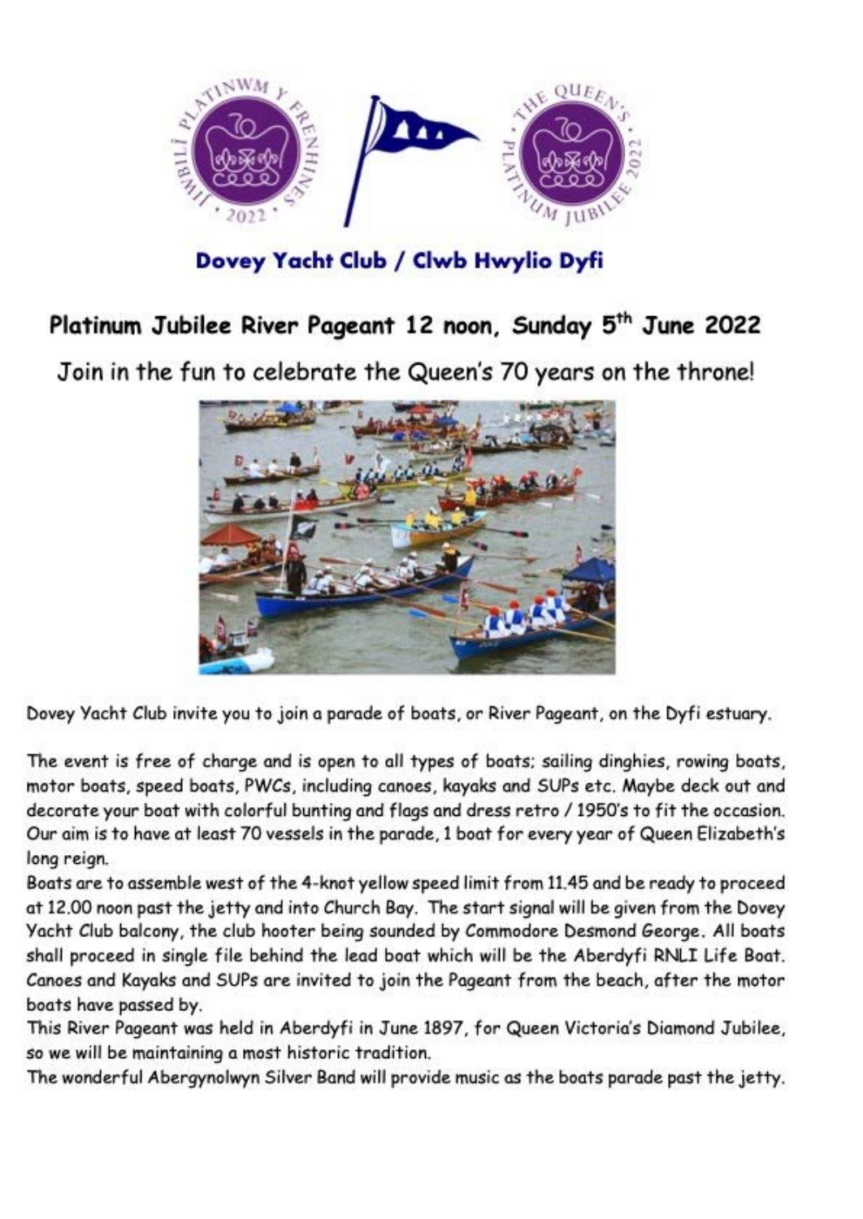## Dovey Yacht Club / Clwb Hwylio Dyfi

# Platinum Jubilee River Pageant 12 noon, Sunday 5th June 2022

Join in the fun to celebrate the Queen's 70 years on the throne!

Dovey Yacht Club invite you to join a parade of boats, or River Pageant, on the Dyfi estuary.

The event is free of charge and is open to all types of boats; sailing dinghies, rowing boats, motor boats, speed boats, PWCs, including canoes, kayaks and SUPs etc. Maybe deck out and decorate your boat with colorful bunting and flags and dress retro / 1950's to fit the occasion. Our aim is to have at least 70 vessels in the parade, 1 boat for every year of Queen Elizabeth's long reign.

Boats are to assemble west of the 4-knot yellow speed limit from 11.45 and be ready to proceed at 12.00 noon past the jetty and into Church Bay. The start signal will be given from the Dovey Yacht Club balcony, the club hooter being sounded by Commodore Desmond George. All boats shall proceed in single file behind the lead boat which will be the Aberdyfi RNLI Life Boat. Canoes and Kayaks and SUPs are invited to join the Pageant from the beach, after the motor boats have passed by.

This River Pageant was held in Aberdyfi in June 1897, for Queen Victoria's Diamond Jubilee, so we will be maintaining a most historic tradition.

The wonderful Abergynolwyn Silver Band will provide music as the boats parade past the jetty.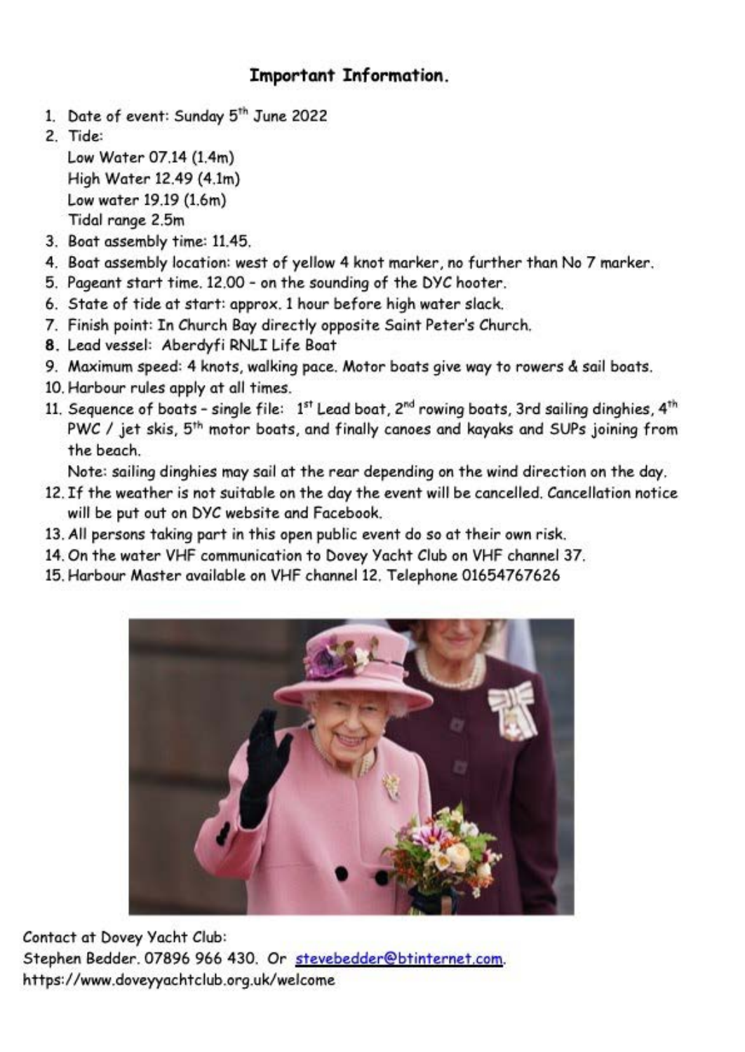## Important Information.

1. Date of event: Sunday 5th June 2022
2. Tide:
   Low Water 07.14 (1.4m)
   High Water 12.49 (4.1m)
   Low water 19.19 (1.6m)
   Tidal range 2.5m
3. Boat assembly time: 11.45.
4. Boat assembly location: west of yellow 4 knot marker, no further than No 7 marker.
5. Pageant start time. 12.00 – on the sounding of the DYC hooter.
6. State of tide at start: approx. 1 hour before high water slack.
7. Finish point: In Church Bay directly opposite Saint Peter's Church.
8. Lead vessel: Aberdyfi RNLI Life Boat
9. Maximum speed: 4 knots, walking pace. Motor boats give way to rowers & sail boats.
10. Harbour rules apply at all times.
11. Sequence of boats – single file: 1st Lead boat, 2nd rowing boats, 3rd sailing dinghies, 4th PWC / jet skis, 5th motor boats, and finally canoes and kayaks and SUPs joining from the beach.
    Note: sailing dinghies may sail at the rear depending on the wind direction on the day.
12. If the weather is not suitable on the day the event will be cancelled. Cancellation notice will be put out on DYC website and Facebook.
13. All persons taking part in this open public event do so at their own risk.
14. On the water VHF communication to Dovey Yacht Club on VHF channel 37.
15. Harbour Master available on VHF channel 12. Telephone 01654767626

Contact at Dovey Yacht Club:
Stephen Bedder. 07896 966 430. Or stevebedder@btinternet.com.
https://www.doveyyachtclub.org.uk/welcome